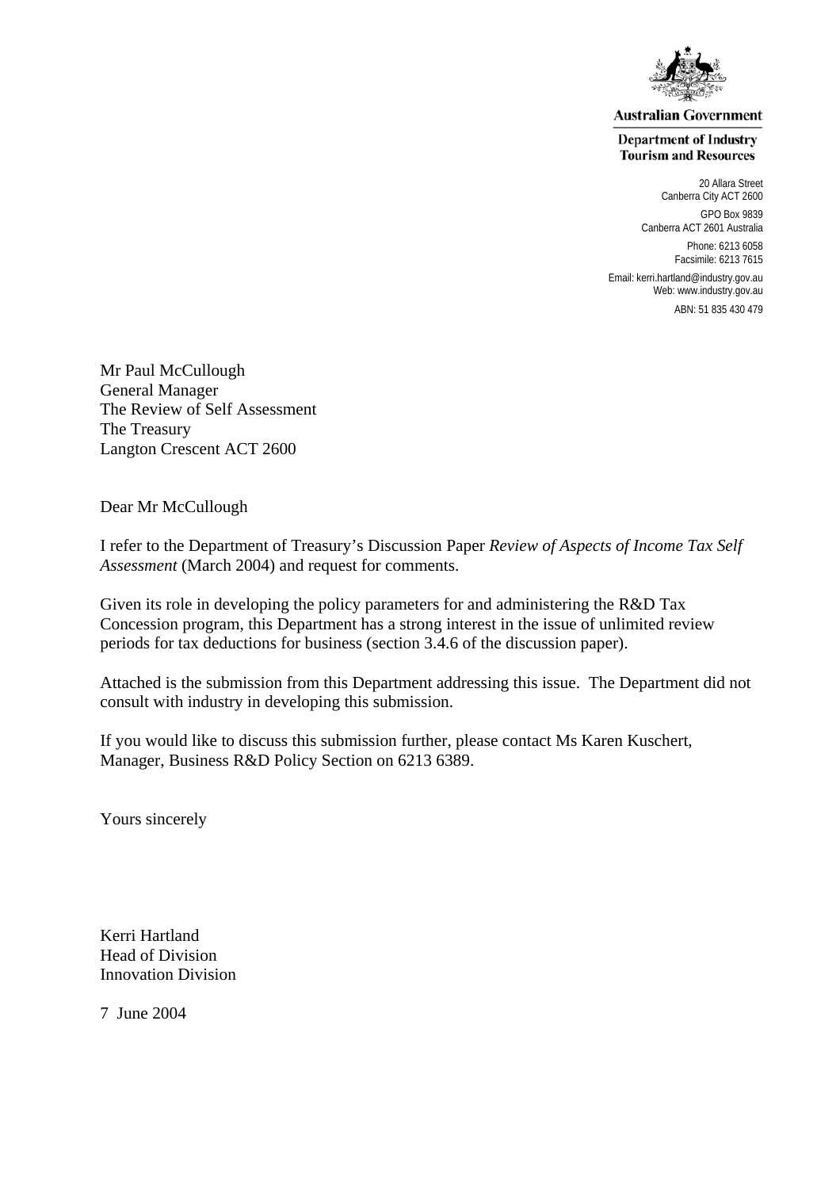**Australian Government**

**Department of Industry Tourism and Resources**

20 Allara Street
Canberra City ACT 2600

GPO Box 9839
Canberra ACT 2601 Australia

Phone: 6213 6058
Facsimile: 6213 7615

Email: kerri.hartland@industry.gov.au
Web: www.industry.gov.au

ABN: 51 835 430 479

Mr Paul McCullough
General Manager
The Review of Self Assessment
The Treasury
Langton Crescent ACT 2600

Dear Mr McCullough

I refer to the Department of Treasury's Discussion Paper *Review of Aspects of Income Tax Self Assessment* (March 2004) and request for comments.

Given its role in developing the policy parameters for and administering the R&D Tax Concession program, this Department has a strong interest in the issue of unlimited review periods for tax deductions for business (section 3.4.6 of the discussion paper).

Attached is the submission from this Department addressing this issue. The Department did not consult with industry in developing this submission.

If you would like to discuss this submission further, please contact Ms Karen Kuschert, Manager, Business R&D Policy Section on 6213 6389.

Yours sincerely

Kerri Hartland
Head of Division
Innovation Division

7 June 2004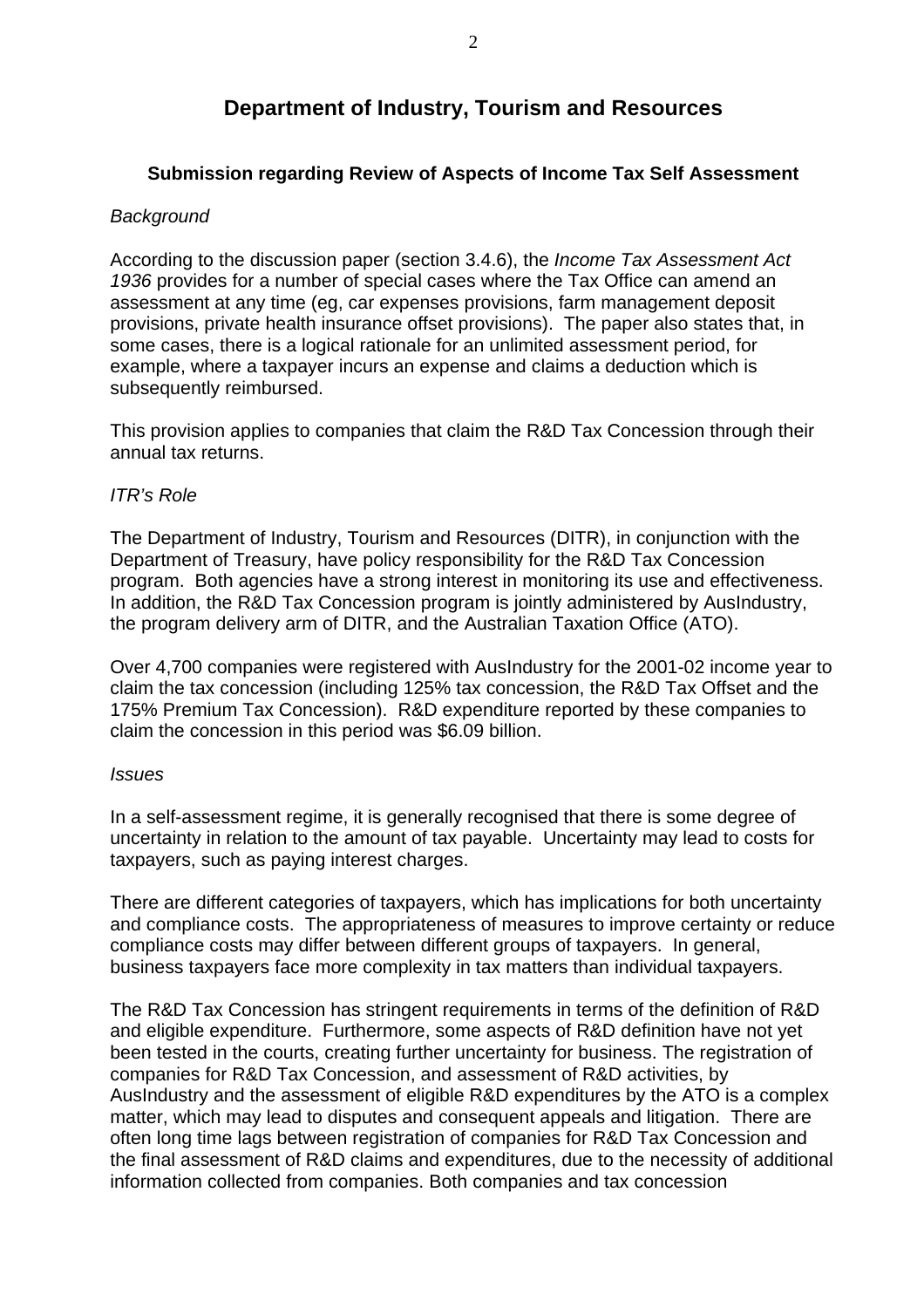## Department of Industry, Tourism and Resources

### Submission regarding Review of Aspects of Income Tax Self Assessment

*Background*

According to the discussion paper (section 3.4.6), the *Income Tax Assessment Act 1936* provides for a number of special cases where the Tax Office can amend an assessment at any time (eg, car expenses provisions, farm management deposit provisions, private health insurance offset provisions). The paper also states that, in some cases, there is a logical rationale for an unlimited assessment period, for example, where a taxpayer incurs an expense and claims a deduction which is subsequently reimbursed.

This provision applies to companies that claim the R&D Tax Concession through their annual tax returns.

*ITR's Role*

The Department of Industry, Tourism and Resources (DITR), in conjunction with the Department of Treasury, have policy responsibility for the R&D Tax Concession program. Both agencies have a strong interest in monitoring its use and effectiveness. In addition, the R&D Tax Concession program is jointly administered by AusIndustry, the program delivery arm of DITR, and the Australian Taxation Office (ATO).

Over 4,700 companies were registered with AusIndustry for the 2001-02 income year to claim the tax concession (including 125% tax concession, the R&D Tax Offset and the 175% Premium Tax Concession). R&D expenditure reported by these companies to claim the concession in this period was $6.09 billion.

*Issues*

In a self-assessment regime, it is generally recognised that there is some degree of uncertainty in relation to the amount of tax payable. Uncertainty may lead to costs for taxpayers, such as paying interest charges.

There are different categories of taxpayers, which has implications for both uncertainty and compliance costs. The appropriateness of measures to improve certainty or reduce compliance costs may differ between different groups of taxpayers. In general, business taxpayers face more complexity in tax matters than individual taxpayers.

The R&D Tax Concession has stringent requirements in terms of the definition of R&D and eligible expenditure. Furthermore, some aspects of R&D definition have not yet been tested in the courts, creating further uncertainty for business. The registration of companies for R&D Tax Concession, and assessment of R&D activities, by AusIndustry and the assessment of eligible R&D expenditures by the ATO is a complex matter, which may lead to disputes and consequent appeals and litigation. There are often long time lags between registration of companies for R&D Tax Concession and the final assessment of R&D claims and expenditures, due to the necessity of additional information collected from companies. Both companies and tax concession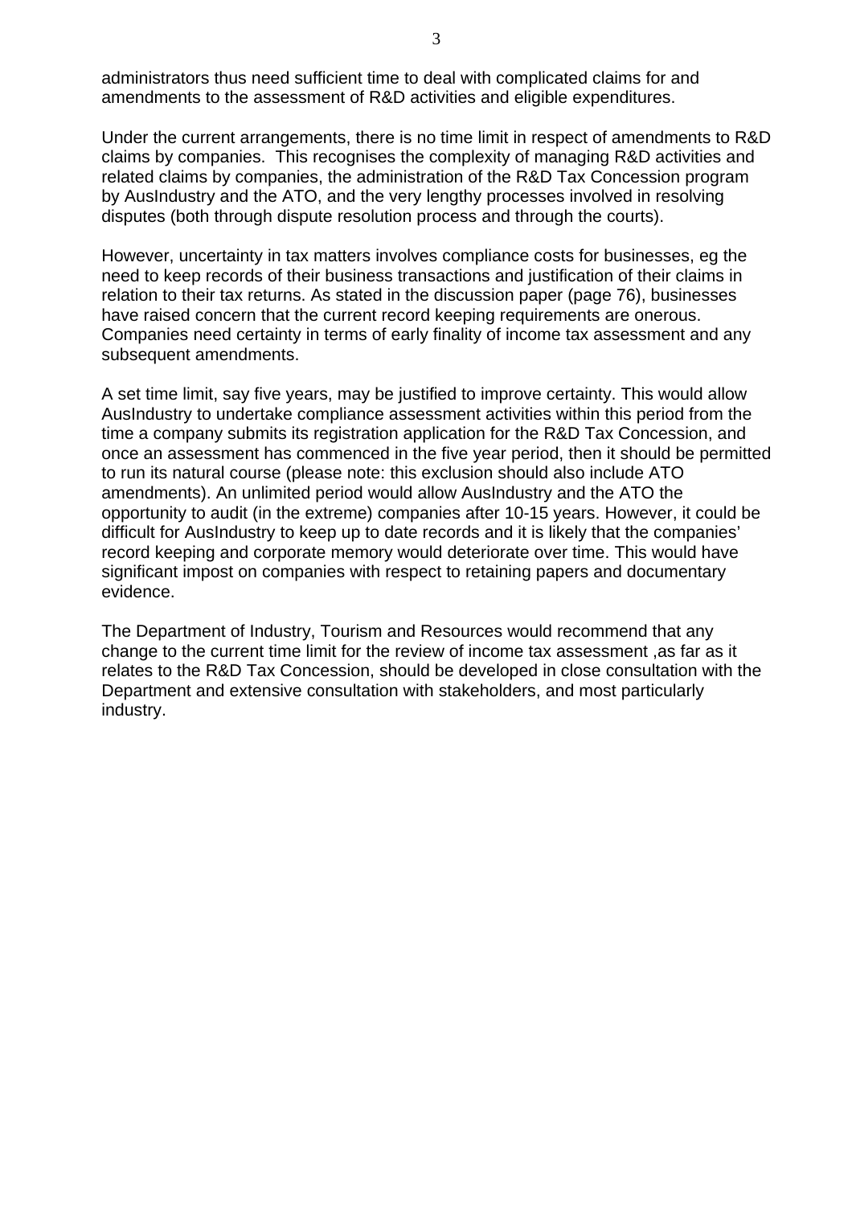administrators thus need sufficient time to deal with complicated claims for and amendments to the assessment of R&D activities and eligible expenditures.

Under the current arrangements, there is no time limit in respect of amendments to R&D claims by companies.  This recognises the complexity of managing R&D activities and related claims by companies, the administration of the R&D Tax Concession program by AusIndustry and the ATO, and the very lengthy processes involved in resolving disputes (both through dispute resolution process and through the courts).

However, uncertainty in tax matters involves compliance costs for businesses, eg the need to keep records of their business transactions and justification of their claims in relation to their tax returns. As stated in the discussion paper (page 76), businesses have raised concern that the current record keeping requirements are onerous. Companies need certainty in terms of early finality of income tax assessment and any subsequent amendments.

A set time limit, say five years, may be justified to improve certainty. This would allow AusIndustry to undertake compliance assessment activities within this period from the time a company submits its registration application for the R&D Tax Concession, and once an assessment has commenced in the five year period, then it should be permitted to run its natural course (please note: this exclusion should also include ATO amendments). An unlimited period would allow AusIndustry and the ATO the opportunity to audit (in the extreme) companies after 10-15 years. However, it could be difficult for AusIndustry to keep up to date records and it is likely that the companies' record keeping and corporate memory would deteriorate over time. This would have significant impost on companies with respect to retaining papers and documentary evidence.

The Department of Industry, Tourism and Resources would recommend that any change to the current time limit for the review of income tax assessment ,as far as it relates to the R&D Tax Concession, should be developed in close consultation with the Department and extensive consultation with stakeholders, and most particularly industry.